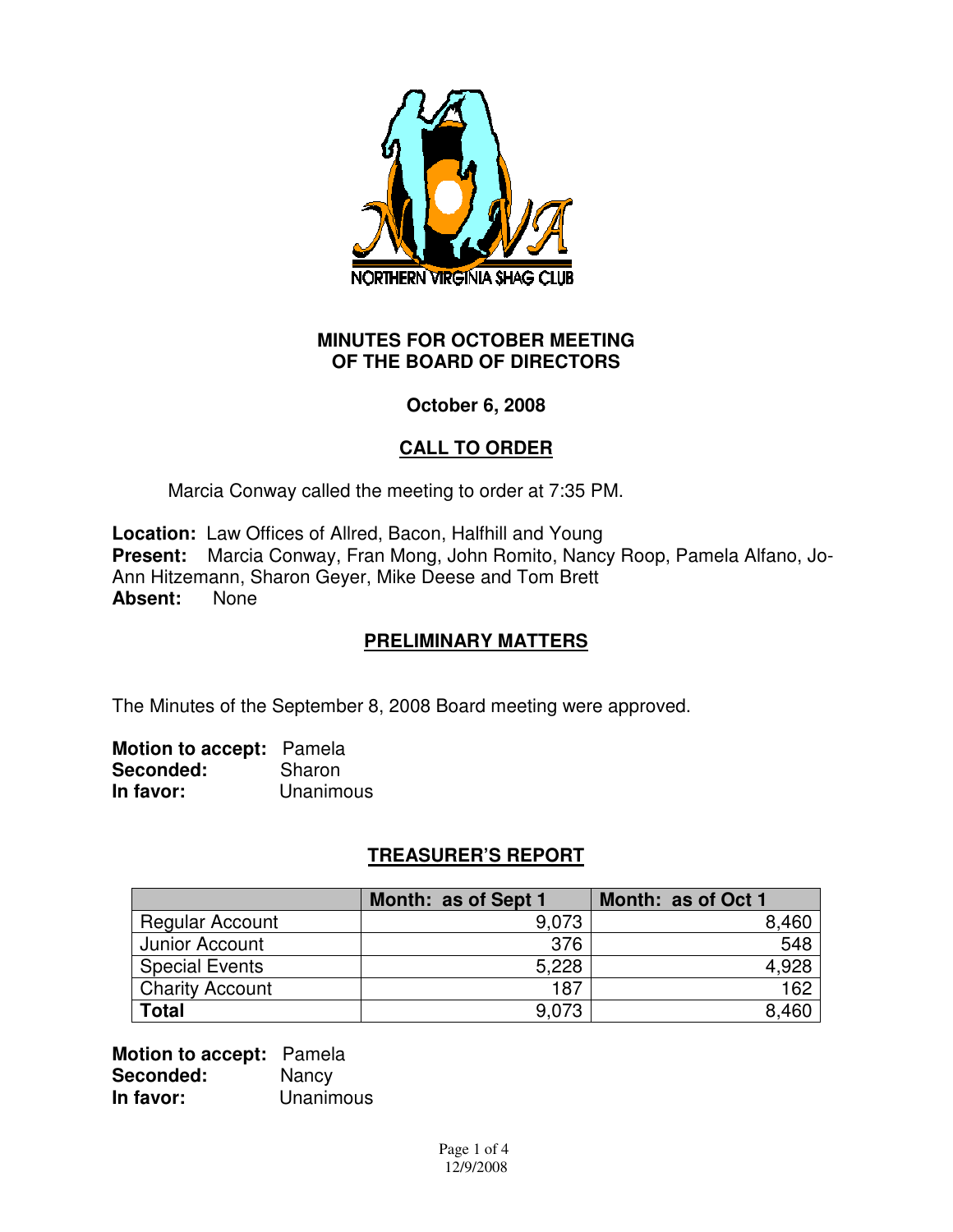NORTHERN VIRGINIA SHAG CLUB

# MINUTES FOR OCTOBER MEETING OF THE BOARD OF DIRECTORS

**October 6, 2008**

## CALL TO ORDER

Marcia Conway called the meeting to order at 7:35 PM.

**Location:** Law Offices of Allred, Bacon, Halfhill and Young
**Present:** Marcia Conway, Fran Mong, John Romito, Nancy Roop, Pamela Alfano, Jo-Ann Hitzemann, Sharon Geyer, Mike Deese and Tom Brett
**Absent:** None

## PRELIMINARY MATTERS

The Minutes of the September 8, 2008 Board meeting were approved.

**Motion to accept:** Pamela
**Seconded:** Sharon
**In favor:** Unanimous

## TREASURER'S REPORT

| | Month: as of Sept 1 | Month: as of Oct 1 |
|---|---:|---:|
| Regular Account | 9,073 | 8,460 |
| Junior Account | 376 | 548 |
| Special Events | 5,228 | 4,928 |
| Charity Account | 187 | 162 |
| **Total** | 9,073 | 8,460 |

**Motion to accept:** Pamela
**Seconded:** Nancy
**In favor:** Unanimous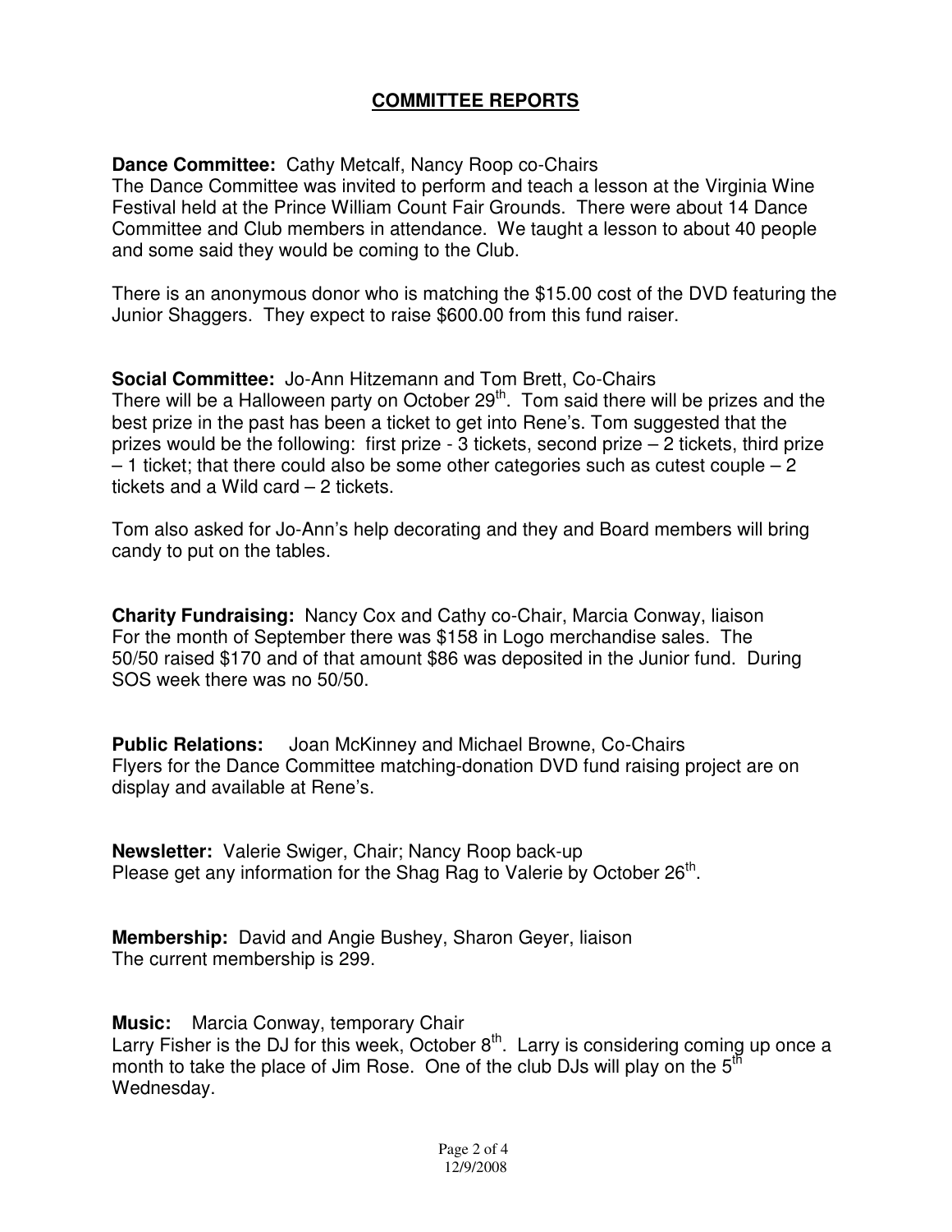## COMMITTEE REPORTS

**Dance Committee:** Cathy Metcalf, Nancy Roop co-Chairs
The Dance Committee was invited to perform and teach a lesson at the Virginia Wine Festival held at the Prince William Count Fair Grounds. There were about 14 Dance Committee and Club members in attendance. We taught a lesson to about 40 people and some said they would be coming to the Club.

There is an anonymous donor who is matching the $15.00 cost of the DVD featuring the Junior Shaggers. They expect to raise $600.00 from this fund raiser.

**Social Committee:** Jo-Ann Hitzemann and Tom Brett, Co-Chairs
There will be a Halloween party on October 29th. Tom said there will be prizes and the best prize in the past has been a ticket to get into Rene's. Tom suggested that the prizes would be the following: first prize - 3 tickets, second prize – 2 tickets, third prize – 1 ticket; that there could also be some other categories such as cutest couple – 2 tickets and a Wild card – 2 tickets.

Tom also asked for Jo-Ann's help decorating and they and Board members will bring candy to put on the tables.

**Charity Fundraising:** Nancy Cox and Cathy co-Chair, Marcia Conway, liaison
For the month of September there was $158 in Logo merchandise sales. The 50/50 raised $170 and of that amount $86 was deposited in the Junior fund. During SOS week there was no 50/50.

**Public Relations:** Joan McKinney and Michael Browne, Co-Chairs
Flyers for the Dance Committee matching-donation DVD fund raising project are on display and available at Rene's.

**Newsletter:** Valerie Swiger, Chair; Nancy Roop back-up
Please get any information for the Shag Rag to Valerie by October 26th.

**Membership:** David and Angie Bushey, Sharon Geyer, liaison
The current membership is 299.

**Music:** Marcia Conway, temporary Chair
Larry Fisher is the DJ for this week, October 8th. Larry is considering coming up once a month to take the place of Jim Rose. One of the club DJs will play on the 5th Wednesday.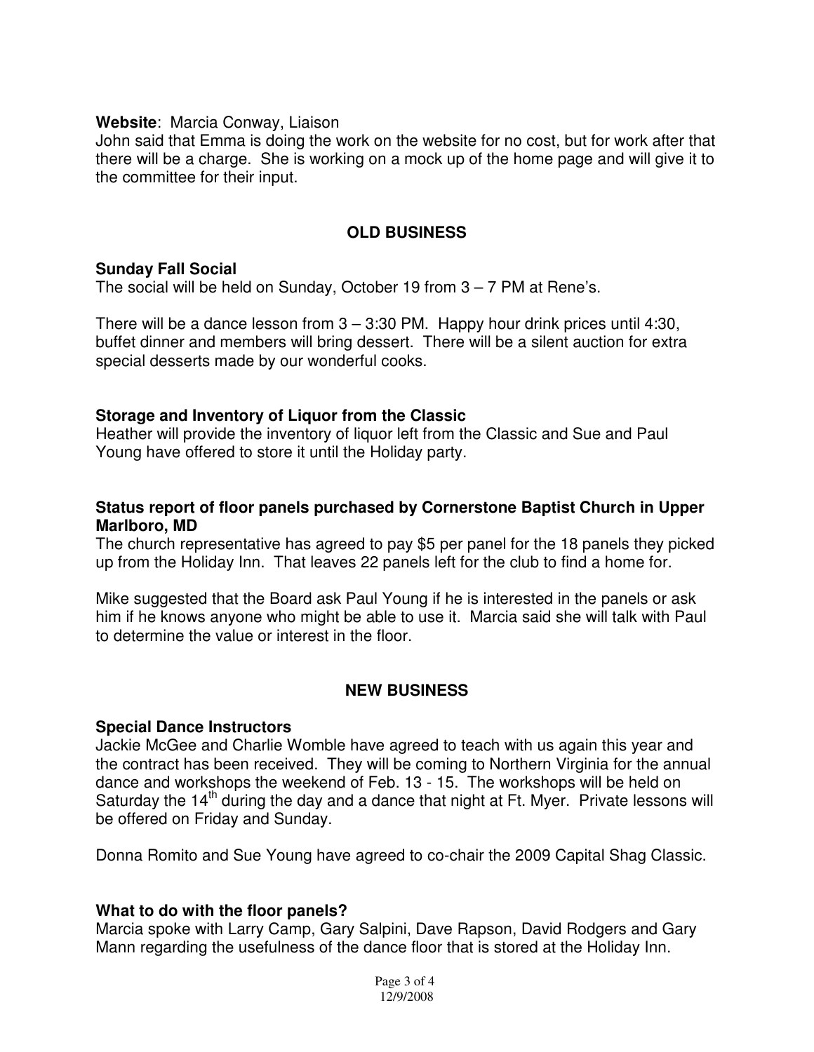**Website**: Marcia Conway, Liaison
John said that Emma is doing the work on the website for no cost, but for work after that there will be a charge. She is working on a mock up of the home page and will give it to the committee for their input.

## OLD BUSINESS

**Sunday Fall Social**
The social will be held on Sunday, October 19 from 3 – 7 PM at Rene's.

There will be a dance lesson from 3 – 3:30 PM. Happy hour drink prices until 4:30, buffet dinner and members will bring dessert. There will be a silent auction for extra special desserts made by our wonderful cooks.

**Storage and Inventory of Liquor from the Classic**
Heather will provide the inventory of liquor left from the Classic and Sue and Paul Young have offered to store it until the Holiday party.

**Status report of floor panels purchased by Cornerstone Baptist Church in Upper Marlboro, MD**
The church representative has agreed to pay $5 per panel for the 18 panels they picked up from the Holiday Inn. That leaves 22 panels left for the club to find a home for.

Mike suggested that the Board ask Paul Young if he is interested in the panels or ask him if he knows anyone who might be able to use it. Marcia said she will talk with Paul to determine the value or interest in the floor.

## NEW BUSINESS

**Special Dance Instructors**
Jackie McGee and Charlie Womble have agreed to teach with us again this year and the contract has been received. They will be coming to Northern Virginia for the annual dance and workshops the weekend of Feb. 13 - 15. The workshops will be held on Saturday the 14th during the day and a dance that night at Ft. Myer. Private lessons will be offered on Friday and Sunday.

Donna Romito and Sue Young have agreed to co-chair the 2009 Capital Shag Classic.

**What to do with the floor panels?**
Marcia spoke with Larry Camp, Gary Salpini, Dave Rapson, David Rodgers and Gary Mann regarding the usefulness of the dance floor that is stored at the Holiday Inn.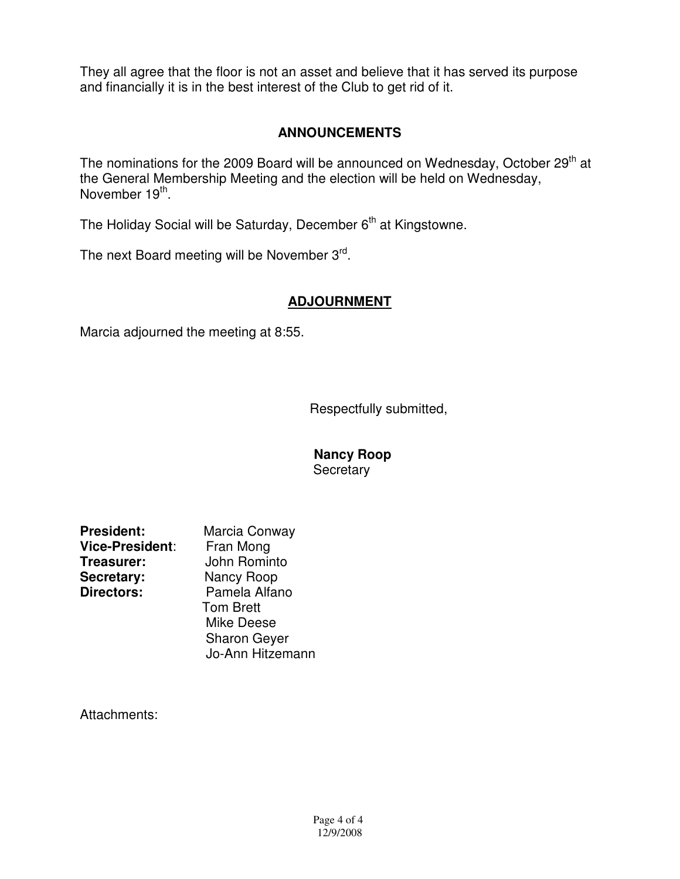They all agree that the floor is not an asset and believe that it has served its purpose and financially it is in the best interest of the Club to get rid of it.

## ANNOUNCEMENTS

The nominations for the 2009 Board will be announced on Wednesday, October 29th at the General Membership Meeting and the election will be held on Wednesday, November 19th.

The Holiday Social will be Saturday, December 6th at Kingstowne.

The next Board meeting will be November 3rd.

## ADJOURNMENT

Marcia adjourned the meeting at 8:55.

Respectfully submitted,

**Nancy Roop**
Secretary

**President:** Marcia Conway
**Vice-President**: Fran Mong
**Treasurer:** John Rominto
**Secretary:** Nancy Roop
**Directors:** Pamela Alfano
Tom Brett
Mike Deese
Sharon Geyer
Jo-Ann Hitzemann

Attachments: